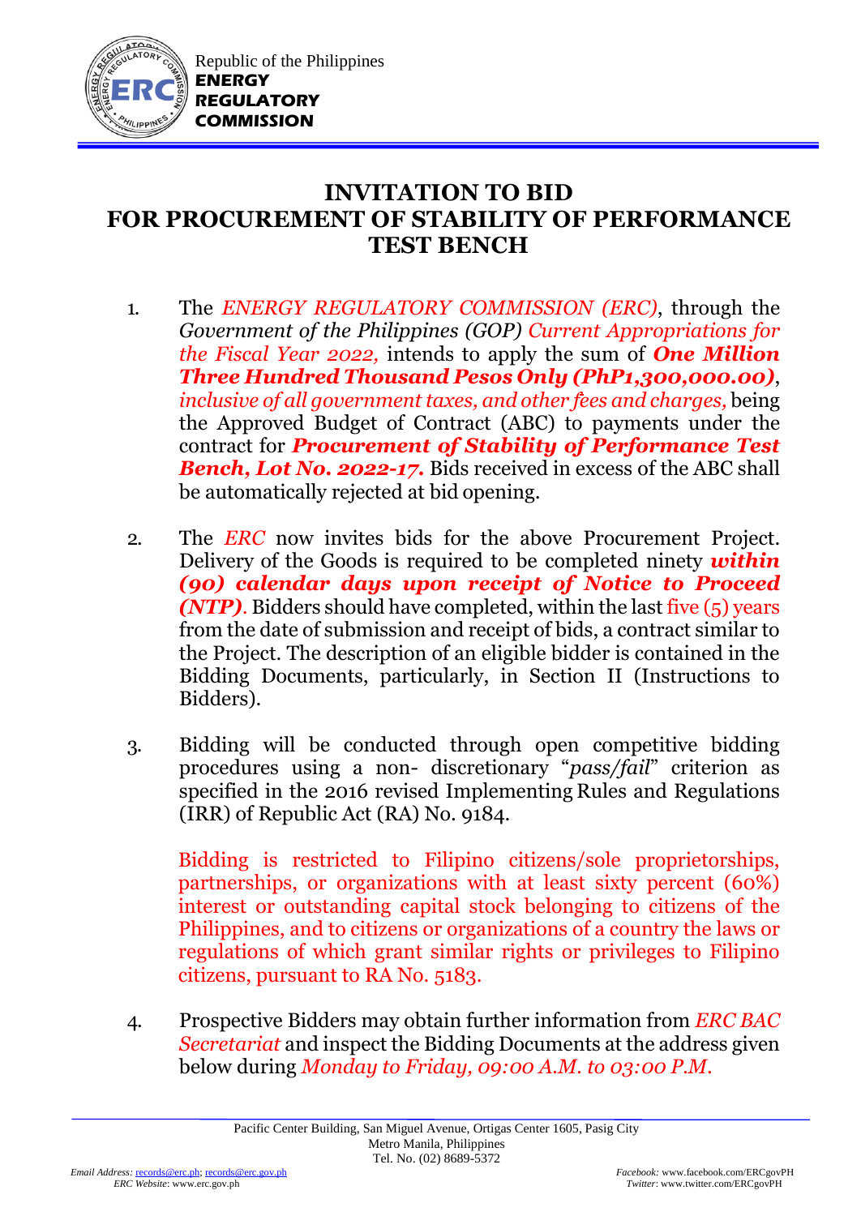Republic of the Philippines
**ENERGY REGULATORY COMMISSION**

# INVITATION TO BID FOR PROCUREMENT OF STABILITY OF PERFORMANCE TEST BENCH

1. The *ENERGY REGULATORY COMMISSION (ERC)*, through the *Government of the Philippines (GOP) Current Appropriations for the Fiscal Year 2022,* intends to apply the sum of ***One Million Three Hundred Thousand Pesos Only (PhP1,300,000.00)***, *inclusive of all government taxes, and other fees and charges,* being the Approved Budget of Contract (ABC) to payments under the contract for ***Procurement of Stability of Performance Test Bench, Lot No. 2022-17.*** Bids received in excess of the ABC shall be automatically rejected at bid opening.

2. The *ERC* now invites bids for the above Procurement Project. Delivery of the Goods is required to be completed ninety ***within (90) calendar days upon receipt of Notice to Proceed (NTP)***. Bidders should have completed, within the last five (5) years from the date of submission and receipt of bids, a contract similar to the Project. The description of an eligible bidder is contained in the Bidding Documents, particularly, in Section II (Instructions to Bidders).

3. Bidding will be conducted through open competitive bidding procedures using a non- discretionary "*pass/fail*" criterion as specified in the 2016 revised Implementing Rules and Regulations (IRR) of Republic Act (RA) No. 9184.

   Bidding is restricted to Filipino citizens/sole proprietorships, partnerships, or organizations with at least sixty percent (60%) interest or outstanding capital stock belonging to citizens of the Philippines, and to citizens or organizations of a country the laws or regulations of which grant similar rights or privileges to Filipino citizens, pursuant to RA No. 5183.

4. Prospective Bidders may obtain further information from *ERC BAC Secretariat* and inspect the Bidding Documents at the address given below during *Monday to Friday, 09:00 A.M. to 03:00 P.M.*

Pacific Center Building, San Miguel Avenue, Ortigas Center 1605, Pasig City
Metro Manila, Philippines
Tel. No. (02) 8689-5372

*Email Address:* records@erc.ph; records@erc.gov.ph
*ERC Website*: www.erc.gov.ph

*Facebook:* www.facebook.com/ERCgovPH
*Twitter*: www.twitter.com/ERCgovPH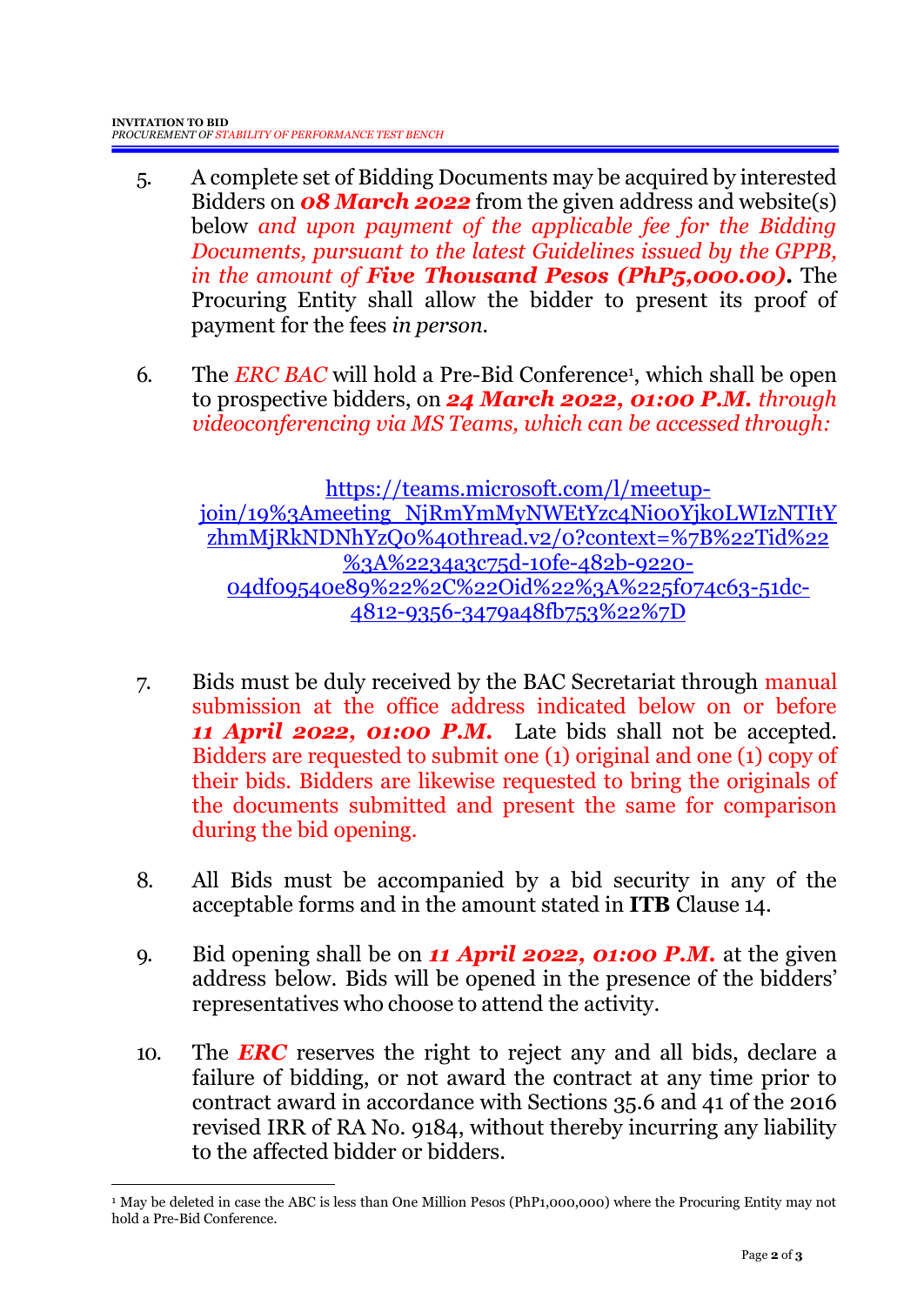5. A complete set of Bidding Documents may be acquired by interested Bidders on ***08 March 2022*** from the given address and website(s) below *and upon payment of the applicable fee for the Bidding Documents, pursuant to the latest Guidelines issued by the GPPB, in the amount of* ***Five Thousand Pesos (PhP5,000.00).*** The Procuring Entity shall allow the bidder to present its proof of payment for the fees *in person.*

6. The *ERC BAC* will hold a Pre-Bid Conference[1], which shall be open to prospective bidders, on ***24 March 2022, 01:00 P.M.*** *through videoconferencing via MS Teams, which can be accessed through:*

   https://teams.microsoft.com/l/meetup-join/19%3Ameeting_NjRmYmMyNWEtYzc4Ni00Yjk0LWIzNTItYzhmMjRkNDNhYzQ0%40thread.v2/0?context=%7B%22Tid%22%3A%2234a3c75d-10fe-482b-9220-04df09540e89%22%2C%22Oid%22%3A%225f074c63-51dc-4812-9356-3479a48fb753%22%7D

7. Bids must be duly received by the BAC Secretariat through manual submission at the office address indicated below on or before ***11 April 2022, 01:00 P.M.*** Late bids shall not be accepted. Bidders are requested to submit one (1) original and one (1) copy of their bids. Bidders are likewise requested to bring the originals of the documents submitted and present the same for comparison during the bid opening.

8. All Bids must be accompanied by a bid security in any of the acceptable forms and in the amount stated in **ITB** Clause 14.

9. Bid opening shall be on ***11 April 2022, 01:00 P.M.*** at the given address below. Bids will be opened in the presence of the bidders' representatives who choose to attend the activity.

10. The ***ERC*** reserves the right to reject any and all bids, declare a failure of bidding, or not award the contract at any time prior to contract award in accordance with Sections 35.6 and 41 of the 2016 revised IRR of RA No. 9184, without thereby incurring any liability to the affected bidder or bidders.

---

[1] May be deleted in case the ABC is less than One Million Pesos (PhP1,000,000) where the Procuring Entity may not hold a Pre-Bid Conference.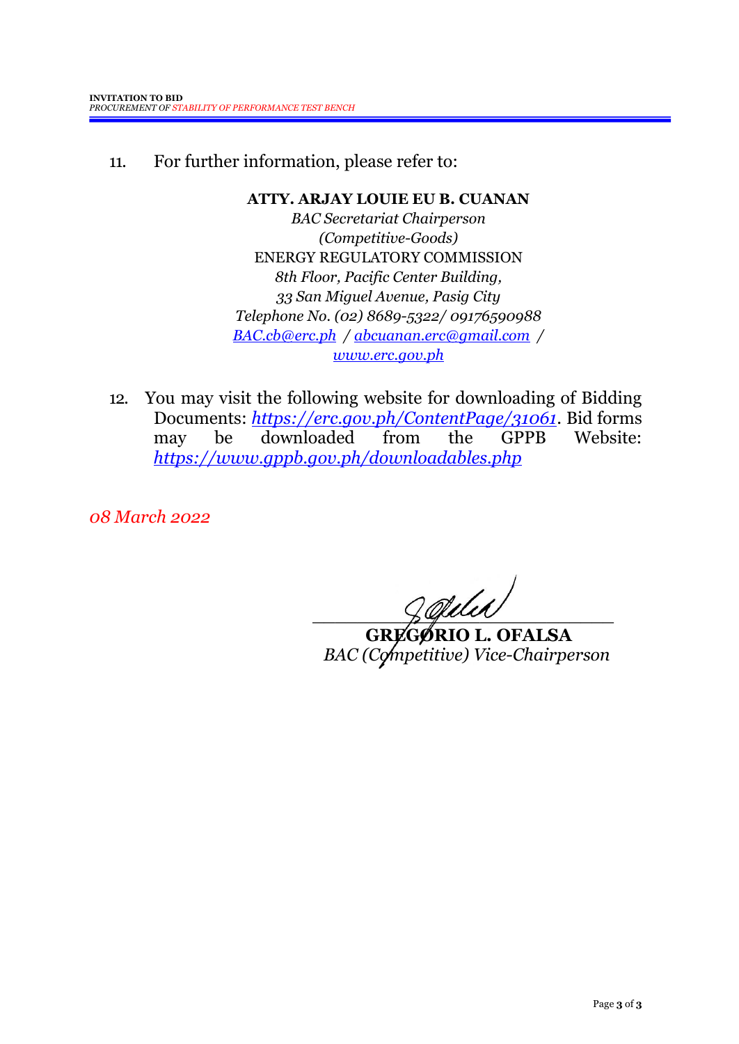11. For further information, please refer to:

**ATTY. ARJAY LOUIE EU B. CUANAN**
*BAC Secretariat Chairperson*
*(Competitive-Goods)*
ENERGY REGULATORY COMMISSION
*8th Floor, Pacific Center Building,*
*33 San Miguel Avenue, Pasig City*
*Telephone No. (02) 8689-5322/ 09176590988*
*BAC.cb@erc.ph* / *abcuanan.erc@gmail.com* /
*www.erc.gov.ph*

12. You may visit the following website for downloading of Bidding Documents: *https://erc.gov.ph/ContentPage/31061*. Bid forms may be downloaded from the GPPB Website: *https://www.gppb.gov.ph/downloadables.php*

*08 March 2022*

**GREGORIO L. OFALSA**
*BAC (Competitive) Vice-Chairperson*